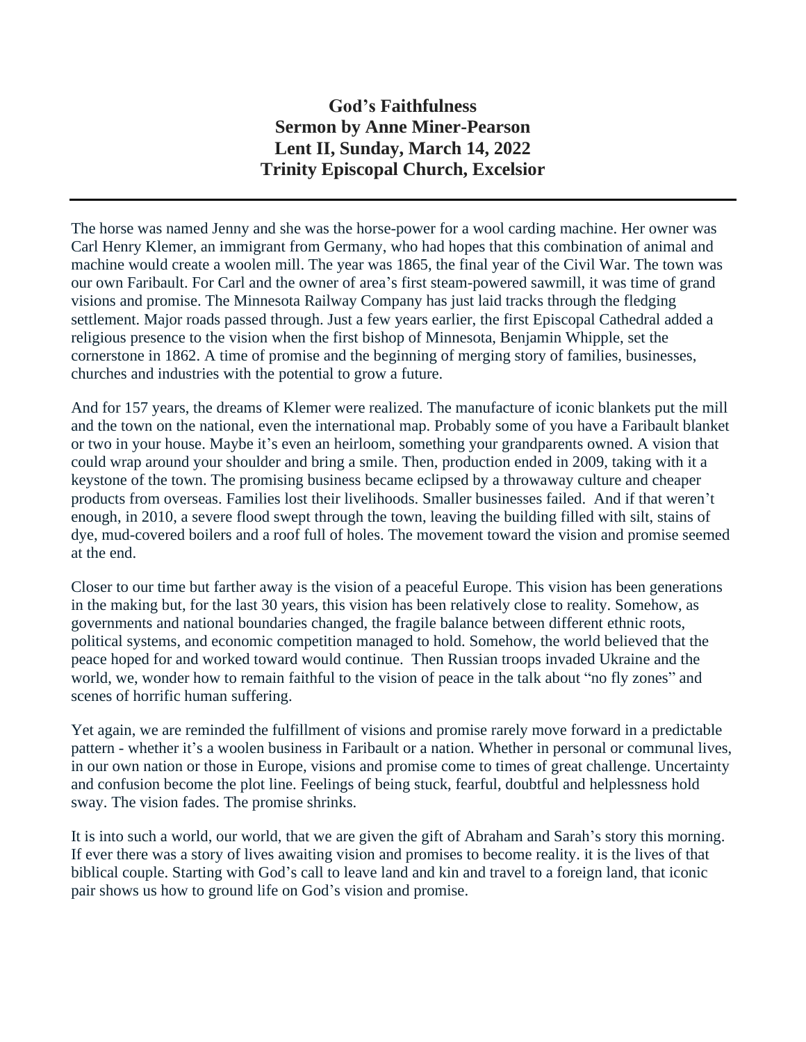# God's Faithfulness
## Sermon by Anne Miner-Pearson
## Lent II, Sunday, March 14, 2022
## Trinity Episcopal Church, Excelsior

---

The horse was named Jenny and she was the horse-power for a wool carding machine. Her owner was Carl Henry Klemer, an immigrant from Germany, who had hopes that this combination of animal and machine would create a woolen mill. The year was 1865, the final year of the Civil War. The town was our own Faribault. For Carl and the owner of area's first steam-powered sawmill, it was time of grand visions and promise. The Minnesota Railway Company has just laid tracks through the fledging settlement. Major roads passed through. Just a few years earlier, the first Episcopal Cathedral added a religious presence to the vision when the first bishop of Minnesota, Benjamin Whipple, set the cornerstone in 1862. A time of promise and the beginning of merging story of families, businesses, churches and industries with the potential to grow a future.

And for 157 years, the dreams of Klemer were realized. The manufacture of iconic blankets put the mill and the town on the national, even the international map. Probably some of you have a Faribault blanket or two in your house. Maybe it's even an heirloom, something your grandparents owned. A vision that could wrap around your shoulder and bring a smile. Then, production ended in 2009, taking with it a keystone of the town. The promising business became eclipsed by a throwaway culture and cheaper products from overseas. Families lost their livelihoods. Smaller businesses failed. And if that weren't enough, in 2010, a severe flood swept through the town, leaving the building filled with silt, stains of dye, mud-covered boilers and a roof full of holes. The movement toward the vision and promise seemed at the end.

Closer to our time but farther away is the vision of a peaceful Europe. This vision has been generations in the making but, for the last 30 years, this vision has been relatively close to reality. Somehow, as governments and national boundaries changed, the fragile balance between different ethnic roots, political systems, and economic competition managed to hold. Somehow, the world believed that the peace hoped for and worked toward would continue. Then Russian troops invaded Ukraine and the world, we, wonder how to remain faithful to the vision of peace in the talk about "no fly zones" and scenes of horrific human suffering.

Yet again, we are reminded the fulfillment of visions and promise rarely move forward in a predictable pattern - whether it's a woolen business in Faribault or a nation. Whether in personal or communal lives, in our own nation or those in Europe, visions and promise come to times of great challenge. Uncertainty and confusion become the plot line. Feelings of being stuck, fearful, doubtful and helplessness hold sway. The vision fades. The promise shrinks.

It is into such a world, our world, that we are given the gift of Abraham and Sarah's story this morning. If ever there was a story of lives awaiting vision and promises to become reality. it is the lives of that biblical couple. Starting with God's call to leave land and kin and travel to a foreign land, that iconic pair shows us how to ground life on God's vision and promise.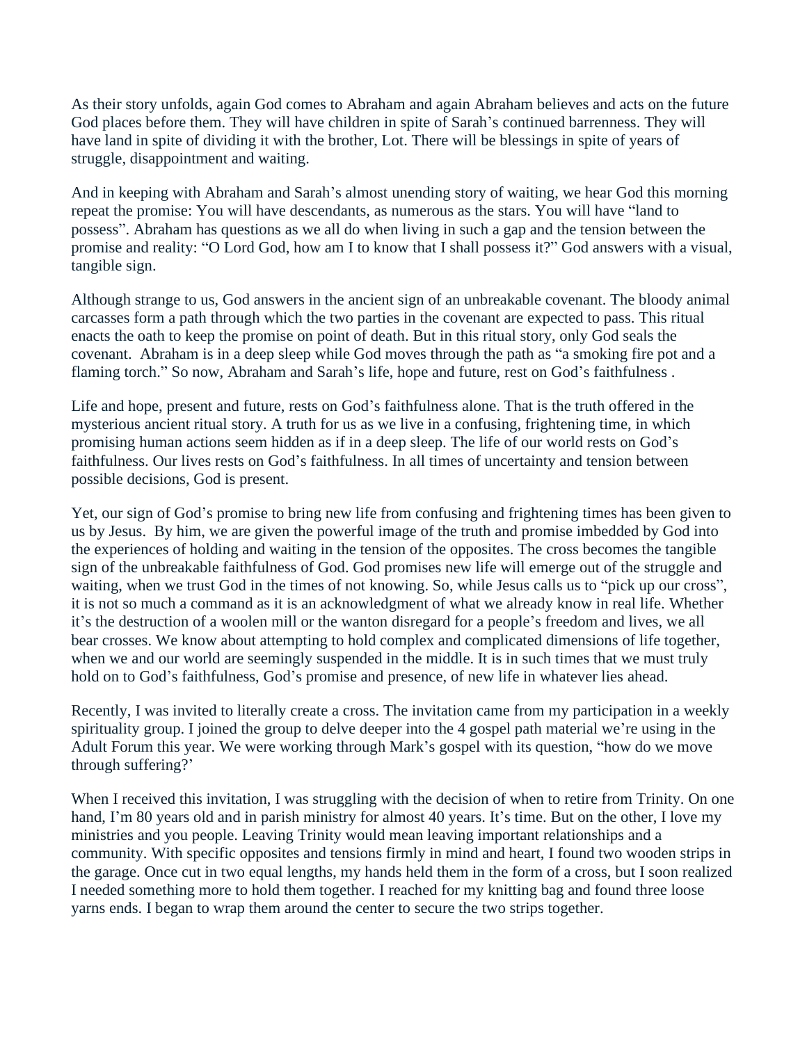As their story unfolds, again God comes to Abraham and again Abraham believes and acts on the future God places before them. They will have children in spite of Sarah's continued barrenness. They will have land in spite of dividing it with the brother, Lot. There will be blessings in spite of years of struggle, disappointment and waiting.

And in keeping with Abraham and Sarah's almost unending story of waiting, we hear God this morning repeat the promise: You will have descendants, as numerous as the stars. You will have "land to possess". Abraham has questions as we all do when living in such a gap and the tension between the promise and reality: "O Lord God, how am I to know that I shall possess it?" God answers with a visual, tangible sign.

Although strange to us, God answers in the ancient sign of an unbreakable covenant. The bloody animal carcasses form a path through which the two parties in the covenant are expected to pass. This ritual enacts the oath to keep the promise on point of death. But in this ritual story, only God seals the covenant. Abraham is in a deep sleep while God moves through the path as "a smoking fire pot and a flaming torch." So now, Abraham and Sarah's life, hope and future, rest on God's faithfulness .

Life and hope, present and future, rests on God's faithfulness alone. That is the truth offered in the mysterious ancient ritual story. A truth for us as we live in a confusing, frightening time, in which promising human actions seem hidden as if in a deep sleep. The life of our world rests on God's faithfulness. Our lives rests on God's faithfulness. In all times of uncertainty and tension between possible decisions, God is present.

Yet, our sign of God's promise to bring new life from confusing and frightening times has been given to us by Jesus. By him, we are given the powerful image of the truth and promise imbedded by God into the experiences of holding and waiting in the tension of the opposites. The cross becomes the tangible sign of the unbreakable faithfulness of God. God promises new life will emerge out of the struggle and waiting, when we trust God in the times of not knowing. So, while Jesus calls us to "pick up our cross", it is not so much a command as it is an acknowledgment of what we already know in real life. Whether it's the destruction of a woolen mill or the wanton disregard for a people's freedom and lives, we all bear crosses. We know about attempting to hold complex and complicated dimensions of life together, when we and our world are seemingly suspended in the middle. It is in such times that we must truly hold on to God's faithfulness, God's promise and presence, of new life in whatever lies ahead.

Recently, I was invited to literally create a cross. The invitation came from my participation in a weekly spirituality group. I joined the group to delve deeper into the 4 gospel path material we're using in the Adult Forum this year. We were working through Mark's gospel with its question, "how do we move through suffering?'

When I received this invitation, I was struggling with the decision of when to retire from Trinity. On one hand, I'm 80 years old and in parish ministry for almost 40 years. It's time. But on the other, I love my ministries and you people. Leaving Trinity would mean leaving important relationships and a community. With specific opposites and tensions firmly in mind and heart, I found two wooden strips in the garage. Once cut in two equal lengths, my hands held them in the form of a cross, but I soon realized I needed something more to hold them together. I reached for my knitting bag and found three loose yarns ends. I began to wrap them around the center to secure the two strips together.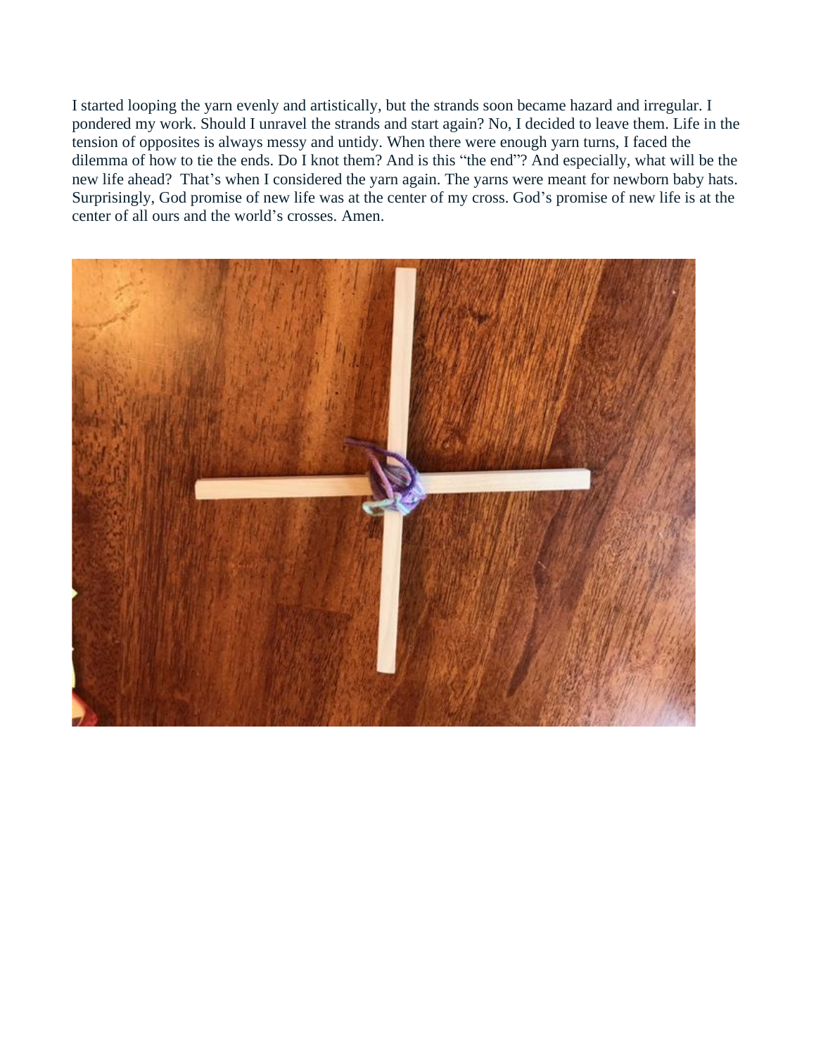I started looping the yarn evenly and artistically, but the strands soon became hazard and irregular. I pondered my work. Should I unravel the strands and start again? No, I decided to leave them. Life in the tension of opposites is always messy and untidy. When there were enough yarn turns, I faced the dilemma of how to tie the ends. Do I knot them? And is this “the end”? And especially, what will be the new life ahead? That’s when I considered the yarn again. The yarns were meant for newborn baby hats. Surprisingly, God promise of new life was at the center of my cross. God’s promise of new life is at the center of all ours and the world’s crosses. Amen.